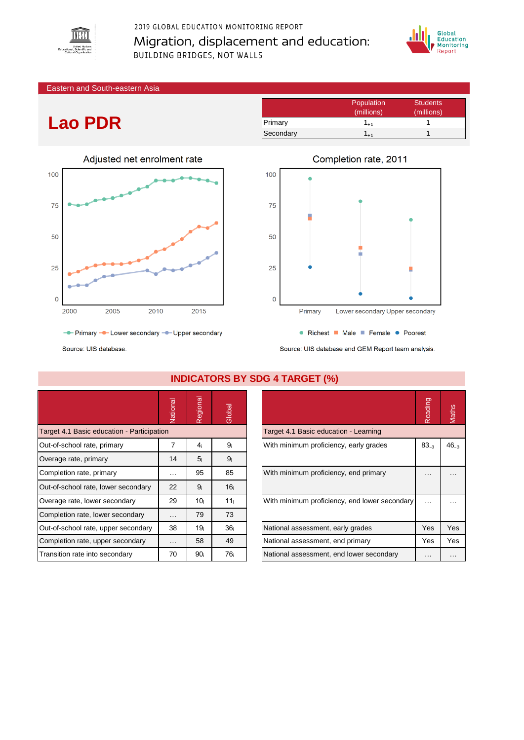2019 GLOBAL EDUCATION MONITORING REPORT

# Migration, displacement and education:

BUILDING BRIDGES, NOT WALLS

Eastern and South-eastern Asia

# Lao PDR

| | Population (millions) | Students (millions) |
|---|---|---|
| Primary | $1_{+1}$ | 1 |
| Secondary | $1_{+1}$ | 1 |

## Adjusted net enrolment rate

Primary, Lower secondary, Upper secondary

Source: UIS database.

## Completion rate, 2011

Richest, Male, Female, Poorest

Source: UIS database and GEM Report team analysis.

## INDICATORS BY SDG 4 TARGET (%)

| | National | Regional | Global |
|---|---|---|---|
| **Target 4.1 Basic education - Participation** | | | |
| Out-of-school rate, primary | 7 | $4_i$ | $9_i$ |
| Overage rate, primary | 14 | $5_i$ | $9_i$ |
| Completion rate, primary | … | 95 | 85 |
| Out-of-school rate, lower secondary | 22 | $9_i$ | $16_i$ |
| Overage rate, lower secondary | 29 | $10_i$ | $11_i$ |
| Completion rate, lower secondary | … | 79 | 73 |
| Out-of-school rate, upper secondary | 38 | $19_i$ | $36_i$ |
| Completion rate, upper secondary | … | 58 | 49 |
| Transition rate into secondary | 70 | $90_i$ | $76_i$ |

| | Reading | Maths |
|---|---|---|
| **Target 4.1 Basic education - Learning** | | |
| With minimum proficiency, early grades | $83_{-3}$ | $46_{-3}$ |
| With minimum proficiency, end primary | … | … |
| With minimum proficiency, end lower secondary | … | … |
| National assessment, early grades | Yes | Yes |
| National assessment, end primary | Yes | Yes |
| National assessment, end lower secondary | … | … |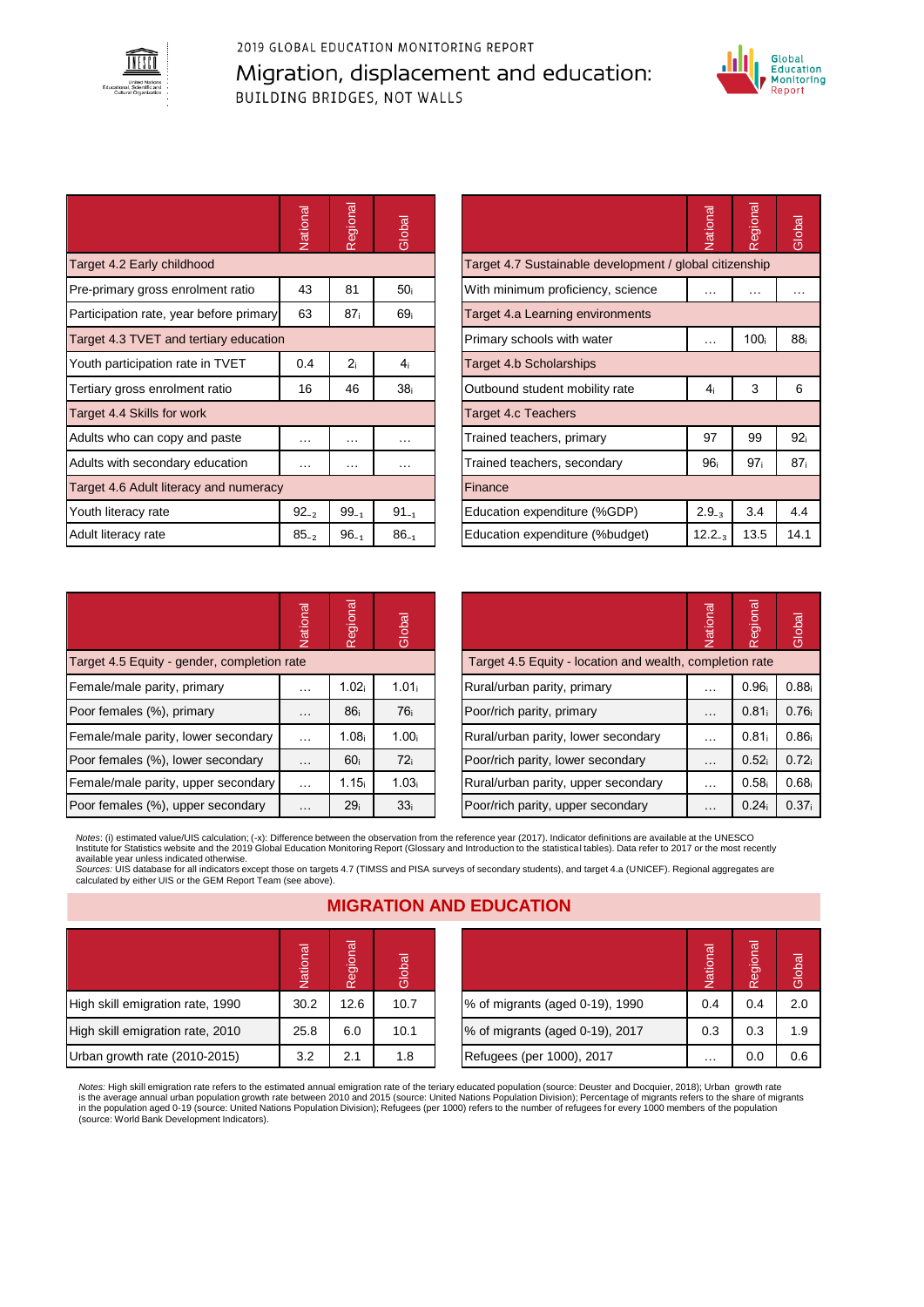2019 GLOBAL EDUCATION MONITORING REPORT

# Migration, displacement and education: BUILDING BRIDGES, NOT WALLS

| | National | Regional | Global |
|---|---|---|---|
| **Target 4.2 Early childhood** | | | |
| Pre-primary gross enrolment ratio | 43 | 81 | 50ᵢ |
| Participation rate, year before primary | 63 | 87ᵢ | 69ᵢ |
| **Target 4.3 TVET and tertiary education** | | | |
| Youth participation rate in TVET | 0.4 | 2ᵢ | 4ᵢ |
| Tertiary gross enrolment ratio | 16 | 46 | 38ᵢ |
| **Target 4.4 Skills for work** | | | |
| Adults who can copy and paste | … | … | … |
| Adults with secondary education | … | … | … |
| **Target 4.6 Adult literacy and numeracy** | | | |
| Youth literacy rate | $92_{-2}$ | $99_{-1}$ | $91_{-1}$ |
| Adult literacy rate | $85_{-2}$ | $96_{-1}$ | $86_{-1}$ |

| | National | Regional | Global |
|---|---|---|---|
| **Target 4.7 Sustainable development / global citizenship** | | | |
| With minimum proficiency, science | … | … | … |
| **Target 4.a Learning environments** | | | |
| Primary schools with water | … | 100ᵢ | 88ᵢ |
| **Target 4.b Scholarships** | | | |
| Outbound student mobility rate | 4ᵢ | 3 | 6 |
| **Target 4.c Teachers** | | | |
| Trained teachers, primary | 97 | 99 | 92ᵢ |
| Trained teachers, secondary | 96ᵢ | 97ᵢ | 87ᵢ |
| **Finance** | | | |
| Education expenditure (%GDP) | $2.9_{-3}$ | 3.4 | 4.4 |
| Education expenditure (%budget) | $12.2_{-3}$ | 13.5 | 14.1 |

| | National | Regional | Global |
|---|---|---|---|
| **Target 4.5 Equity - gender, completion rate** | | | |
| Female/male parity, primary | … | 1.02ᵢ | 1.01ᵢ |
| Poor females (%), primary | … | 86ᵢ | 76ᵢ |
| Female/male parity, lower secondary | … | 1.08ᵢ | 1.00ᵢ |
| Poor females (%), lower secondary | … | 60ᵢ | 72ᵢ |
| Female/male parity, upper secondary | … | 1.15ᵢ | 1.03ᵢ |
| Poor females (%), upper secondary | … | 29ᵢ | 33ᵢ |

| | National | Regional | Global |
|---|---|---|---|
| **Target 4.5 Equity - location and wealth, completion rate** | | | |
| Rural/urban parity, primary | … | 0.96ᵢ | 0.88ᵢ |
| Poor/rich parity, primary | … | 0.81ᵢ | 0.76ᵢ |
| Rural/urban parity, lower secondary | … | 0.81ᵢ | 0.86ᵢ |
| Poor/rich parity, lower secondary | … | 0.52ᵢ | 0.72ᵢ |
| Rural/urban parity, upper secondary | … | 0.58ᵢ | 0.68ᵢ |
| Poor/rich parity, upper secondary | … | 0.24ᵢ | 0.37ᵢ |

*Notes*: (i) estimated value/UIS calculation; (-x): Difference between the observation from the reference year (2017). Indicator definitions are available at the UNESCO Institute for Statistics website and the 2019 Global Education Monitoring Report (Glossary and Introduction to the statistical tables). Data refer to 2017 or the most recently available year unless indicated otherwise.
*Sources:* UIS database for all indicators except those on targets 4.7 (TIMSS and PISA surveys of secondary students), and target 4.a (UNICEF). Regional aggregates are calculated by either UIS or the GEM Report Team (see above).

## MIGRATION AND EDUCATION

| | National | Regional | Global |
|---|---|---|---|
| High skill emigration rate, 1990 | 30.2 | 12.6 | 10.7 |
| High skill emigration rate, 2010 | 25.8 | 6.0 | 10.1 |
| Urban growth rate (2010-2015) | 3.2 | 2.1 | 1.8 |

| | National | Regional | Global |
|---|---|---|---|
| % of migrants (aged 0-19), 1990 | 0.4 | 0.4 | 2.0 |
| % of migrants (aged 0-19), 2017 | 0.3 | 0.3 | 1.9 |
| Refugees (per 1000), 2017 | … | 0.0 | 0.6 |

*Notes:* High skill emigration rate refers to the estimated annual emigration rate of the teriary educated population (source: Deuster and Docquier, 2018); Urban growth rate is the average annual urban population growth rate between 2010 and 2015 (source: United Nations Population Division); Percentage of migrants refers to the share of migrants in the population aged 0-19 (source: United Nations Population Division); Refugees (per 1000) refers to the number of refugees for every 1000 members of the population (source: World Bank Development Indicators).